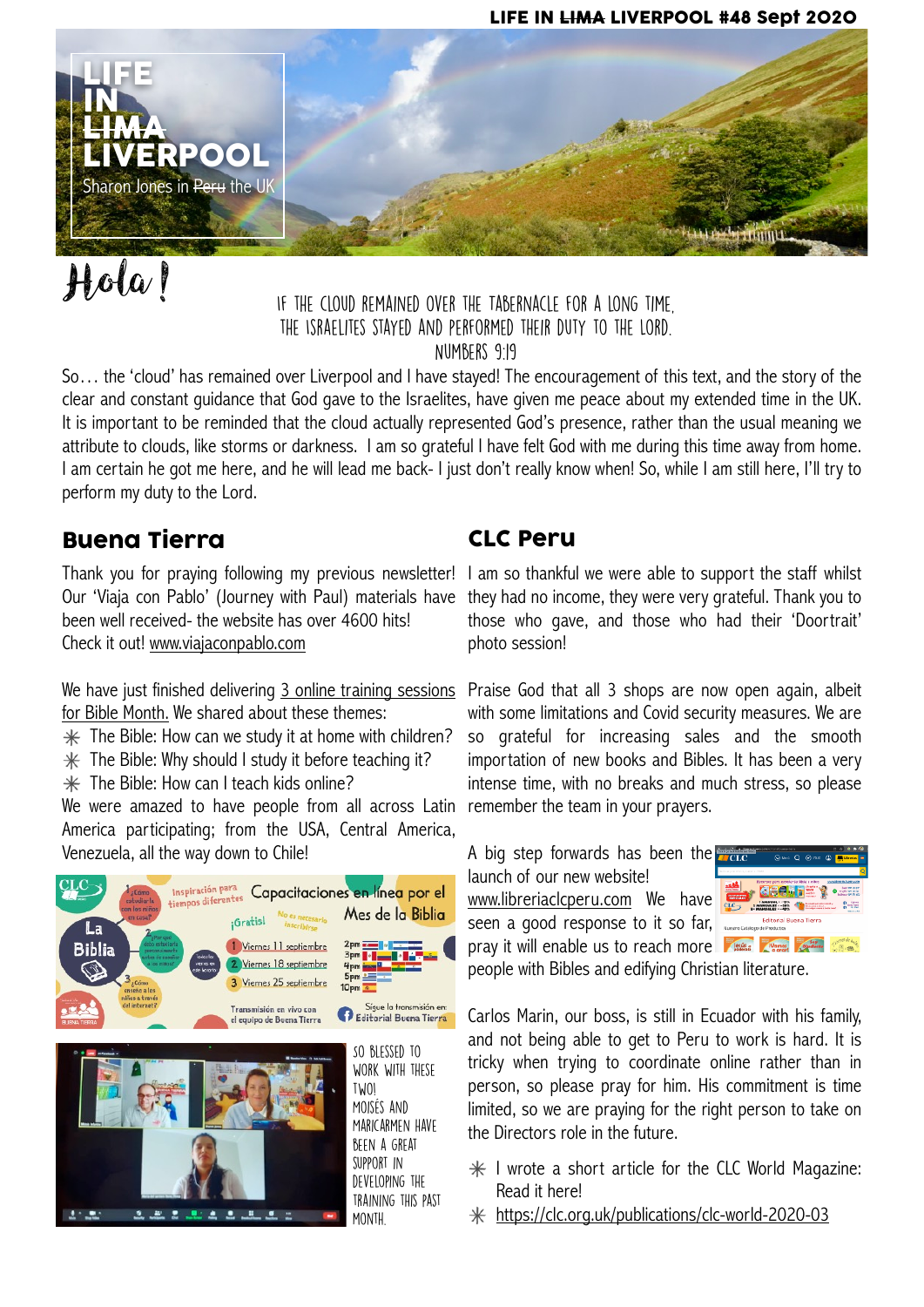# LIFE IN ~~LIMA~~ LIVERPOOL

Sharon Jones in ~~Peru~~ the UK

## Hola!

IF THE CLOUD REMAINED OVER THE TABERNACLE FOR A LONG TIME, THE ISRAELITES STAYED AND PERFORMED THEIR DUTY TO THE LORD. NUMBERS 9:19

So… the 'cloud' has remained over Liverpool and I have stayed! The encouragement of this text, and the story of the clear and constant guidance that God gave to the Israelites, have given me peace about my extended time in the UK. It is important to be reminded that the cloud actually represented God's presence, rather than the usual meaning we attribute to clouds, like storms or darkness. I am so grateful I have felt God with me during this time away from home. I am certain he got me here, and he will lead me back- I just don't really know when! So, while I am still here, I'll try to perform my duty to the Lord.

## Buena Tierra

Thank you for praying following my previous newsletter! Our 'Viaja con Pablo' (Journey with Paul) materials have been well received- the website has over 4600 hits! Check it out! www.viajaconpablo.com

We have just finished delivering 3 online training sessions for Bible Month. We shared about these themes:

- The Bible: How can we study it at home with children?
- The Bible: Why should I study it before teaching it?
- The Bible: How can I teach kids online?

We were amazed to have people from all across Latin America participating; from the USA, Central America, Venezuela, all the way down to Chile!

SO BLESSED TO WORK WITH THESE TWO! MOISÉS AND MARICARMEN HAVE BEEN A GREAT SUPPORT IN DEVELOPING THE TRAINING THIS PAST MONTH.

## CLC Peru

I am so thankful we were able to support the staff whilst they had no income, they were very grateful. Thank you to those who gave, and those who had their 'Doortrait' photo session!

Praise God that all 3 shops are now open again, albeit with some limitations and Covid security measures. We are so grateful for increasing sales and the smooth importation of new books and Bibles. It has been a very intense time, with no breaks and much stress, so please remember the team in your prayers.

A big step forwards has been the launch of our new website! www.libreriaclcperu.com We have seen a good response to it so far, pray it will enable us to reach more people with Bibles and edifying Christian literature.

Carlos Marin, our boss, is still in Ecuador with his family, and not being able to get to Peru to work is hard. It is tricky when trying to coordinate online rather than in person, so please pray for him. His commitment is time limited, so we are praying for the right person to take on the Directors role in the future.

- I wrote a short article for the CLC World Magazine: Read it here!
- https://clc.org.uk/publications/clc-world-2020-03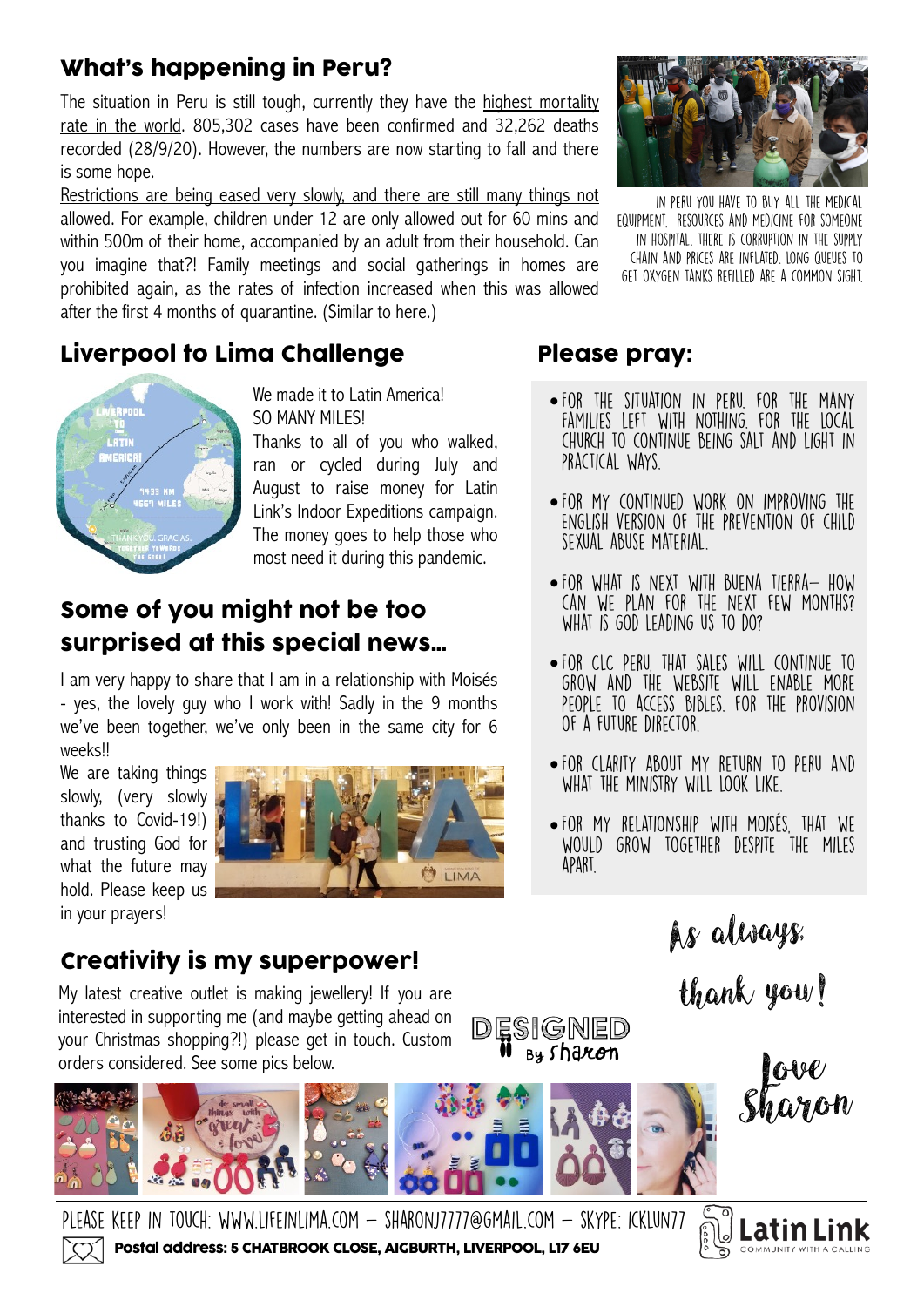## What's happening in Peru?

The situation in Peru is still tough, currently they have the highest mortality rate in the world. 805,302 cases have been confirmed and 32,262 deaths recorded (28/9/20). However, the numbers are now starting to fall and there is some hope.

Restrictions are being eased very slowly, and there are still many things not allowed. For example, children under 12 are only allowed out for 60 mins and within 500m of their home, accompanied by an adult from their household. Can you imagine that?! Family meetings and social gatherings in homes are prohibited again, as the rates of infection increased when this was allowed after the first 4 months of quarantine. (Similar to here.)

IN PERU YOU HAVE TO BUY ALL THE MEDICAL EQUIPMENT, RESOURCES AND MEDICINE FOR SOMEONE IN HOSPITAL. THERE IS CORRUPTION IN THE SUPPLY CHAIN AND PRICES ARE INFLATED. LONG QUEUES TO GET OXYGEN TANKS REFILLED ARE A COMMON SIGHT.

## Liverpool to Lima Challenge

We made it to Latin America!
SO MANY MILES!
Thanks to all of you who walked, ran or cycled during July and August to raise money for Latin Link's Indoor Expeditions campaign. The money goes to help those who most need it during this pandemic.

## Some of you might not be too surprised at this special news...

I am very happy to share that I am in a relationship with Moisés - yes, the lovely guy who I work with! Sadly in the 9 months we've been together, we've only been in the same city for 6 weeks!!

We are taking things slowly, (very slowly thanks to Covid-19!) and trusting God for what the future may hold. Please keep us in your prayers!

## Please pray:

- FOR THE SITUATION IN PERU. FOR THE MANY FAMILIES LEFT WITH NOTHING. FOR THE LOCAL CHURCH TO CONTINUE BEING SALT AND LIGHT IN PRACTICAL WAYS.
- FOR MY CONTINUED WORK ON IMPROVING THE ENGLISH VERSION OF THE PREVENTION OF CHILD SEXUAL ABUSE MATERIAL.
- FOR WHAT IS NEXT WITH BUENA TIERRA– HOW CAN WE PLAN FOR THE NEXT FEW MONTHS? WHAT IS GOD LEADING US TO DO?
- FOR CLC PERU, THAT SALES WILL CONTINUE TO GROW AND THE WEBSITE WILL ENABLE MORE PEOPLE TO ACCESS BIBLES. FOR THE PROVISION OF A FUTURE DIRECTOR.
- FOR CLARITY ABOUT MY RETURN TO PERU AND WHAT THE MINISTRY WILL LOOK LIKE.
- FOR MY RELATIONSHIP WITH MOISÉS, THAT WE WOULD GROW TOGETHER DESPITE THE MILES APART.

## Creativity is my superpower!

My latest creative outlet is making jewellery! If you are interested in supporting me (and maybe getting ahead on your Christmas shopping?!) please get in touch. Custom orders considered. See some pics below.

DESIGNED By Sharon

As always, thank you!

Love Sharon

PLEASE KEEP IN TOUCH: WWW.LIFEINLIMA.COM – SHARONJ7777@GMAIL.COM – SKYPE: ICKLUN77

**Postal address: 5 CHATBROOK CLOSE, AIGBURTH, LIVERPOOL, L17 6EU**

Latin Link
COMMUNITY WITH A CALLING